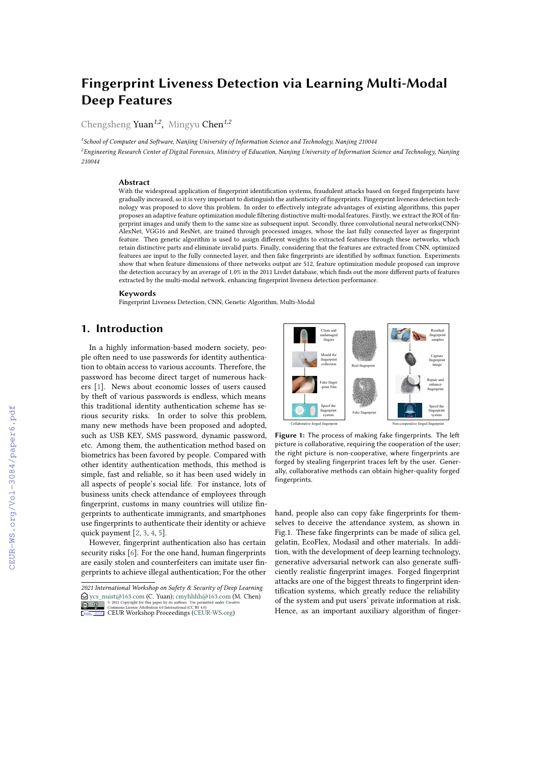# Fingerprint Liveness Detection via Learning Multi-Modal Deep Features

Chengsheng Yuan[1,2], Mingyu Chen[1,2]

[1]School of Computer and Software, Nanjing University of Information Science and Technology, Nanjing 210044

[2]Engineering Research Center of Digital Forensics, Ministry of Education, Nanjing University of Information Science and Technology, Nanjing 210044

### Abstract

With the widespread application of fingerprint identification systems, fraudulent attacks based on forged fingerprints have gradually increased, so it is very important to distinguish the authenticity of fingerprints. Fingerprint liveness detection technology was proposed to slove this problem. In order to effectively integrate advantages of existing algorithms, this paper proposes an adaptive feature optimization module filtering distinctive multi-modal features. Firstly, we extract the ROI of fingerprint images and unify them to the same size as subsequent input. Secondly, three convolutional neural networks(CNN)-AlexNet, VGG16 and ResNet, are trained through processed images, whose the last fully connected layer as fingerprint feature. Then genetic algorithm is used to assign different weights to extracted features through these networks, which retain distinctive parts and eliminate invalid parts. Finally, considering that the features are extracted from CNN, optimized features are input to the fully connected layer, and then fake fingerprints are identified by softmax function. Experiments show that when feature dimensions of three networks output are 512, feature optimization module proposed can improve the detection accuracy by an average of 1.0% in the 2011 Livdet database, which finds out the more different parts of features extracted by the multi-modal network, enhancing fingerprint liveness detection performance.

### Keywords

Fingerprint Liveness Detection, CNN, Genetic Algorithm, Multi-Modal

## 1. Introduction

In a highly information-based modern society, people often need to use passwords for identity authentication to obtain access to various accounts. Therefore, the password has become direct target of numerous hackers [1]. News about economic losses of users caused by theft of various passwords is endless, which means this traditional identity authentication scheme has serious security risks. In order to solve this problem, many new methods have been proposed and adopted, such as USB KEY, SMS password, dynamic password, etc. Among them, the authentication method based on biometrics has been favored by people. Compared with other identity authentication methods, this method is simple, fast and reliable, so it has been used widely in all aspects of people's social life. For instance, lots of business units check attendance of employees through fingerprint, customs in many countries will utilize fingerprints to authenticate immigrants, and smartphones use fingerprints to authenticate their identity or achieve quick payment [2, 3, 4, 5].

However, fingerprint authentication also has certain security risks [6]. For the one hand, human fingerprints are easily stolen and counterfeiters can imitate user fingerprints to achieve illegal authentication; For the other hand, people also can copy fake fingerprints for themselves to deceive the attendance system, as shown in Fig.1. These fake fingerprints can be made of silica gel, gelatin, EcoFlex, Modasil and other materials. In addition, with the development of deep learning technology, generative adversarial network can also generate sufficiently realistic fingerprint images. Forged fingerprint attacks are one of the biggest threats to fingerprint identification systems, which greatly reduce the reliability of the system and put users' private information at risk. Hence, as an important auxiliary algorithm of finger-

**Figure 1:** The process of making fake fingerprints. The left picture is collaborative, requiring the cooperation of the user; the right picture is non-cooperative, where fingerprints are forged by stealing fingerprint traces left by the user. Generally, collaborative methods can obtain higher-quality forged fingerprints.

2021 International Workshop on Safety & Security of Deep Learning
ycs_nuist@163.com (C. Yuan); cmyhhhh@163.com (M. Chen)
© 2021 Copyright for this paper by its authors. Use permitted under Creative Commons License Attribution 4.0 International (CC BY 4.0).
CEUR Workshop Proceedings (CEUR-WS.org)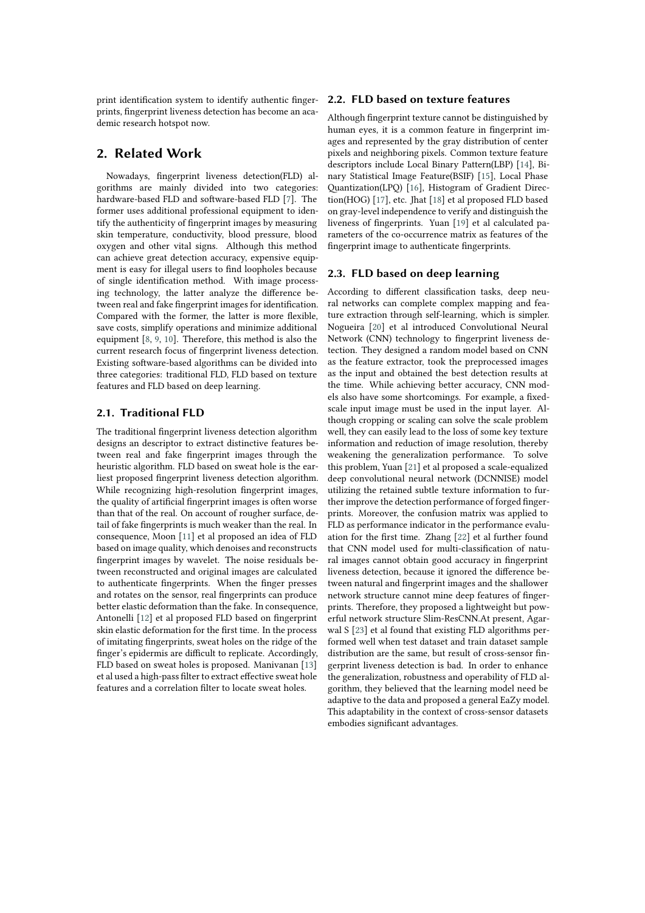print identification system to identify authentic fingerprints, fingerprint liveness detection has become an academic research hotspot now.

## 2. Related Work

Nowadays, fingerprint liveness detection(FLD) algorithms are mainly divided into two categories: hardware-based FLD and software-based FLD [7]. The former uses additional professional equipment to identify the authenticity of fingerprint images by measuring skin temperature, conductivity, blood pressure, blood oxygen and other vital signs. Although this method can achieve great detection accuracy, expensive equipment is easy for illegal users to find loopholes because of single identification method. With image processing technology, the latter analyze the difference between real and fake fingerprint images for identification. Compared with the former, the latter is more flexible, save costs, simplify operations and minimize additional equipment [8, 9, 10]. Therefore, this method is also the current research focus of fingerprint liveness detection. Existing software-based algorithms can be divided into three categories: traditional FLD, FLD based on texture features and FLD based on deep learning.

### 2.1. Traditional FLD

The traditional fingerprint liveness detection algorithm designs an descriptor to extract distinctive features between real and fake fingerprint images through the heuristic algorithm. FLD based on sweat hole is the earliest proposed fingerprint liveness detection algorithm. While recognizing high-resolution fingerprint images, the quality of artificial fingerprint images is often worse than that of the real. On account of rougher surface, detail of fake fingerprints is much weaker than the real. In consequence, Moon [11] et al proposed an idea of FLD based on image quality, which denoises and reconstructs fingerprint images by wavelet. The noise residuals between reconstructed and original images are calculated to authenticate fingerprints. When the finger presses and rotates on the sensor, real fingerprints can produce better elastic deformation than the fake. In consequence, Antonelli [12] et al proposed FLD based on fingerprint skin elastic deformation for the first time. In the process of imitating fingerprints, sweat holes on the ridge of the finger's epidermis are difficult to replicate. Accordingly, FLD based on sweat holes is proposed. Manivanan [13] et al used a high-pass filter to extract effective sweat hole features and a correlation filter to locate sweat holes.

### 2.2. FLD based on texture features

Although fingerprint texture cannot be distinguished by human eyes, it is a common feature in fingerprint images and represented by the gray distribution of center pixels and neighboring pixels. Common texture feature descriptors include Local Binary Pattern(LBP) [14], Binary Statistical Image Feature(BSIF) [15], Local Phase Quantization(LPQ) [16], Histogram of Gradient Direction(HOG) [17], etc. Jhat [18] et al proposed FLD based on gray-level independence to verify and distinguish the liveness of fingerprints. Yuan [19] et al calculated parameters of the co-occurrence matrix as features of the fingerprint image to authenticate fingerprints.

### 2.3. FLD based on deep learning

According to different classification tasks, deep neural networks can complete complex mapping and feature extraction through self-learning, which is simpler. Nogueira [20] et al introduced Convolutional Neural Network (CNN) technology to fingerprint liveness detection. They designed a random model based on CNN as the feature extractor, took the preprocessed images as the input and obtained the best detection results at the time. While achieving better accuracy, CNN models also have some shortcomings. For example, a fixed-scale input image must be used in the input layer. Although cropping or scaling can solve the scale problem well, they can easily lead to the loss of some key texture information and reduction of image resolution, thereby weakening the generalization performance. To solve this problem, Yuan [21] et al proposed a scale-equalized deep convolutional neural network (DCNNISE) model utilizing the retained subtle texture information to further improve the detection performance of forged fingerprints. Moreover, the confusion matrix was applied to FLD as performance indicator in the performance evaluation for the first time. Zhang [22] et al further found that CNN model used for multi-classification of natural images cannot obtain good accuracy in fingerprint liveness detection, because it ignored the difference between natural and fingerprint images and the shallower network structure cannot mine deep features of fingerprints. Therefore, they proposed a lightweight but powerful network structure Slim-ResCNN.At present, Agarwal S [23] et al found that existing FLD algorithms performed well when test dataset and train dataset sample distribution are the same, but result of cross-sensor fingerprint liveness detection is bad. In order to enhance the generalization, robustness and operability of FLD algorithm, they believed that the learning model need be adaptive to the data and proposed a general EaZy model. This adaptability in the context of cross-sensor datasets embodies significant advantages.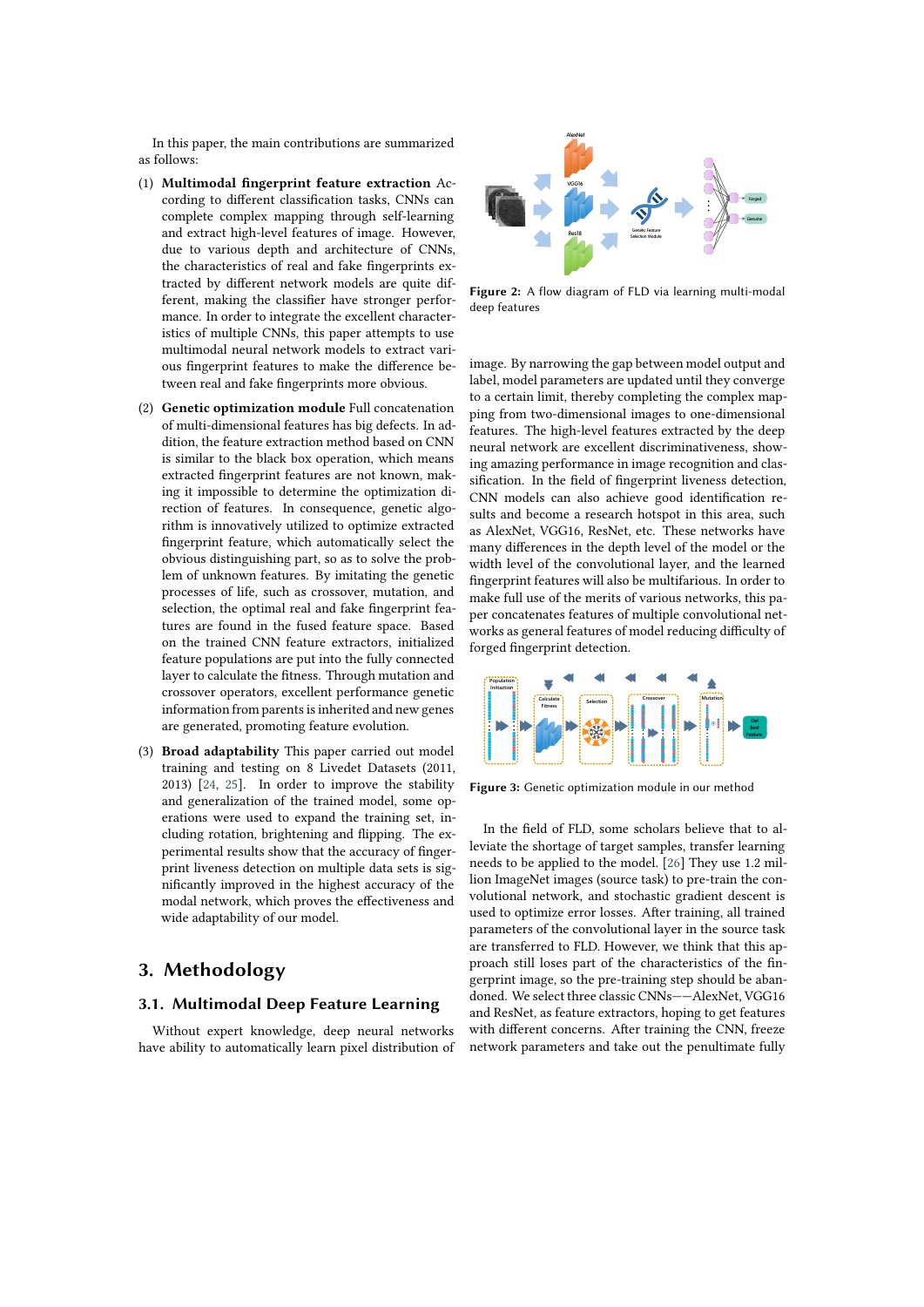In this paper, the main contributions are summarized as follows:

(1) **Multimodal fingerprint feature extraction** According to different classification tasks, CNNs can complete complex mapping through self-learning and extract high-level features of image. However, due to various depth and architecture of CNNs, the characteristics of real and fake fingerprints extracted by different network models are quite different, making the classifier have stronger performance. In order to integrate the excellent characteristics of multiple CNNs, this paper attempts to use multimodal neural network models to extract various fingerprint features to make the difference between real and fake fingerprints more obvious.

(2) **Genetic optimization module** Full concatenation of multi-dimensional features has big defects. In addition, the feature extraction method based on CNN is similar to the black box operation, which means extracted fingerprint features are not known, making it impossible to determine the optimization direction of features. In consequence, genetic algorithm is innovatively utilized to optimize extracted fingerprint feature, which automatically select the obvious distinguishing part, so as to solve the problem of unknown features. By imitating the genetic processes of life, such as crossover, mutation, and selection, the optimal real and fake fingerprint features are found in the fused feature space. Based on the trained CNN feature extractors, initialized feature populations are put into the fully connected layer to calculate the fitness. Through mutation and crossover operators, excellent performance genetic information from parents is inherited and new genes are generated, promoting feature evolution.

(3) **Broad adaptability** This paper carried out model training and testing on 8 Livedet Datasets (2011, 2013) [24, 25]. In order to improve the stability and generalization of the trained model, some operations were used to expand the training set, including rotation, brightening and flipping. The experimental results show that the accuracy of fingerprint liveness detection on multiple data sets is significantly improved in the highest accuracy of the modal network, which proves the effectiveness and wide adaptability of our model.

# 3. Methodology

## 3.1. Multimodal Deep Feature Learning

Without expert knowledge, deep neural networks have ability to automatically learn pixel distribution of image. By narrowing the gap between model output and label, model parameters are updated until they converge to a certain limit, thereby completing the complex mapping from two-dimensional images to one-dimensional features. The high-level features extracted by the deep neural network are excellent discriminativeness, showing amazing performance in image recognition and classification. In the field of fingerprint liveness detection, CNN models can also achieve good identification results and become a research hotspot in this area, such as AlexNet, VGG16, ResNet, etc. These networks have many differences in the depth level of the model or the width level of the convolutional layer, and the learned fingerprint features will also be multifarious. In order to make full use of the merits of various networks, this paper concatenates features of multiple convolutional networks as general features of model reducing difficulty of forged fingerprint detection.

Figure 2: A flow diagram of FLD via learning multi-modal deep features

Figure 3: Genetic optimization module in our method

In the field of FLD, some scholars believe that to alleviate the shortage of target samples, transfer learning needs to be applied to the model. [26] They use 1.2 million ImageNet images (source task) to pre-train the convolutional network, and stochastic gradient descent is used to optimize error losses. After training, all trained parameters of the convolutional layer in the source task are transferred to FLD. However, we think that this approach still loses part of the characteristics of the fingerprint image, so the pre-training step should be abandoned. We select three classic CNNs——AlexNet, VGG16 and ResNet, as feature extractors, hoping to get features with different concerns. After training the CNN, freeze network parameters and take out the penultimate fully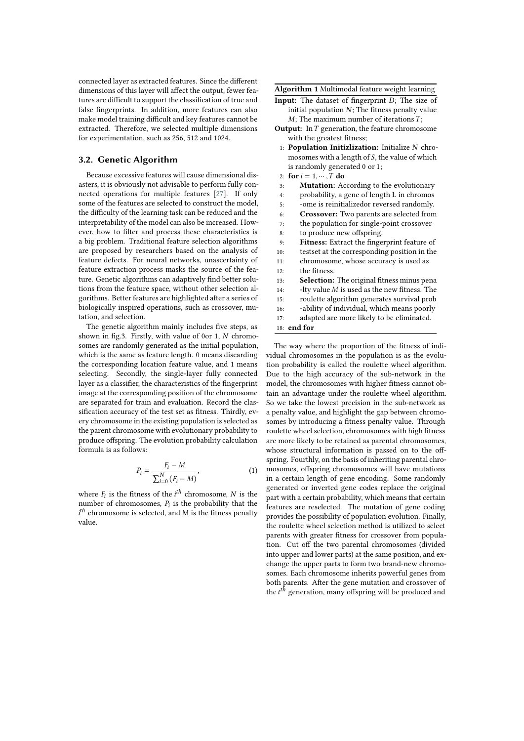connected layer as extracted features. Since the different dimensions of this layer will affect the output, fewer features are difficult to support the classification of true and false fingerprints. In addition, more features can also make model training difficult and key features cannot be extracted. Therefore, we selected multiple dimensions for experimentation, such as 256, 512 and 1024.

## 3.2. Genetic Algorithm

Because excessive features will cause dimensional disasters, it is obviously not advisable to perform fully connected operations for multiple features [27]. If only some of the features are selected to construct the model, the difficulty of the learning task can be reduced and the interpretability of the model can also be increased. However, how to filter and process these characteristics is a big problem. Traditional feature selection algorithms are proposed by researchers based on the analysis of feature defects. For neural networks, unascertainty of feature extraction process masks the source of the feature. Genetic algorithms can adaptively find better solutions from the feature space, without other selection algorithms. Better features are highlighted after a series of biologically inspired operations, such as crossover, mutation, and selection.

The genetic algorithm mainly includes five steps, as shown in fig.3. Firstly, with value of 0or 1, $N$ chromosomes are randomly generated as the initial population, which is the same as feature length. 0 means discarding the corresponding location feature value, and 1 means selecting. Secondly, the single-layer fully connected layer as a classifier, the characteristics of the fingerprint image at the corresponding position of the chromosome are separated for train and evaluation. Record the classification accuracy of the test set as fitness. Thirdly, every chromosome in the existing population is selected as the parent chromosome with evolutionary probability to produce offspring. The evolution probability calculation formula is as follows:

$$P_i = \frac{F_i - M}{\sum_{i=0}^{N}(F_i - M)}, \tag{1}$$

where $F_i$ is the fitness of the $i^{th}$ chromosome, $N$ is the number of chromosomes, $P_i$ is the probability that the $i^{th}$ chromosome is selected, and M is the fitness penalty value.

**Algorithm 1** Multimodal feature weight learning

**Input:** The dataset of fingerprint $D$; The size of initial population $N$; The fitness penalty value $M$; The maximum number of iterations $T$;

**Output:** In $T$ generation, the feature chromosome with the greatest fitness;

1: **Population Initizlization:** Initialize $N$ chromosomes with a length of $S$, the value of which is randomly generated 0 or 1;
2: **for** $i = 1, \cdots, T$ **do**
3: **Mutation:** According to the evolutionary
4: probability, a gene of length L in chromos
5: -ome is reinitializedor reversed randomly.
6: **Crossover:** Two parents are selected from
7: the population for single-point crossover
8: to produce new offspring.
9: **Fitness:** Extract the fingerprint feature of
10: testset at the corresponding position in the
11: chromosome, whose accuracy is used as
12: the fitness.
13: **Selection:** The original fitness minus pena
14: -lty value $M$ is used as the new fitness. The
15: roulette algorithm generates survival prob
16: -ability of individual, which means poorly
17: adapted are more likely to be eliminated.
18: **end for**

The way where the proportion of the fitness of individual chromosomes in the population is as the evolution probability is called the roulette wheel algorithm. Due to the high accuracy of the sub-network in the model, the chromosomes with higher fitness cannot obtain an advantage under the roulette wheel algorithm. So we take the lowest precision in the sub-network as a penalty value, and highlight the gap between chromosomes by introducing a fitness penalty value. Through roulette wheel selection, chromosomes with high fitness are more likely to be retained as parental chromosomes, whose structural information is passed on to the offspring. Fourthly, on the basis of inheriting parental chromosomes, offspring chromosomes will have mutations in a certain length of gene encoding. Some randomly generated or inverted gene codes replace the original part with a certain probability, which means that certain features are reselected. The mutation of gene coding provides the possibility of population evolution. Finally, the roulette wheel selection method is utilized to select parents with greater fitness for crossover from population. Cut off the two parental chromosomes (divided into upper and lower parts) at the same position, and exchange the upper parts to form two brand-new chromosomes. Each chromosome inherits powerful genes from both parents. After the gene mutation and crossover of the $t^{th}$ generation, many offspring will be produced and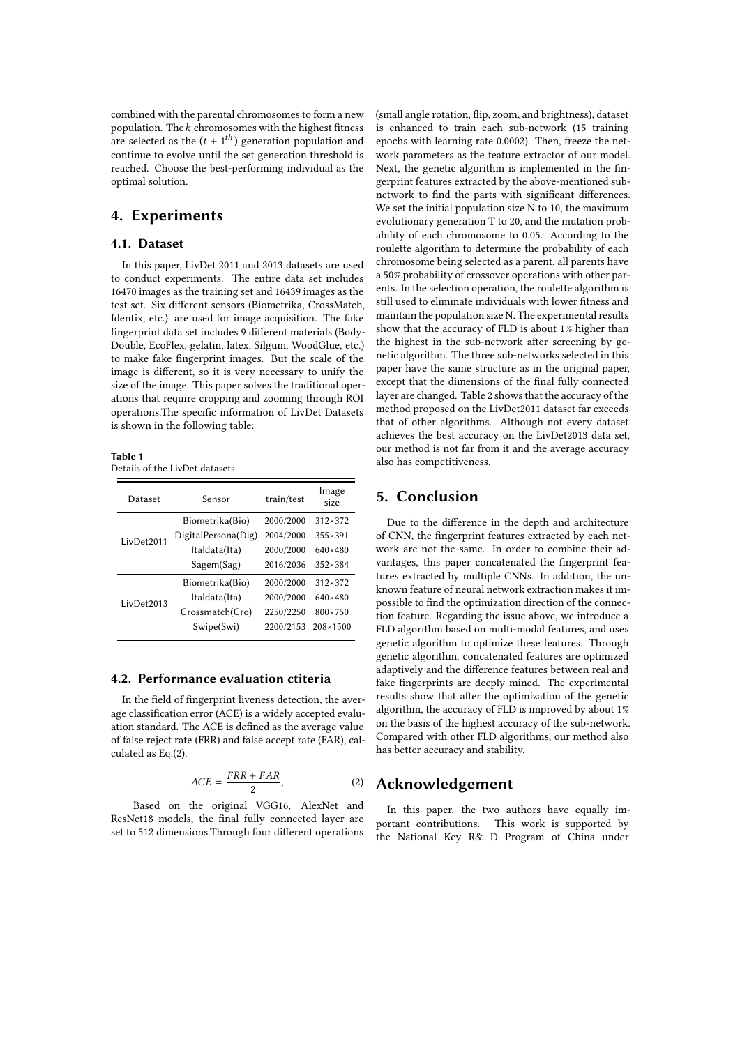combined with the parental chromosomes to form a new population. The $k$ chromosomes with the highest fitness are selected as the $(t + 1^{th})$ generation population and continue to evolve until the set generation threshold is reached. Choose the best-performing individual as the optimal solution.

# 4. Experiments

## 4.1. Dataset

In this paper, LivDet 2011 and 2013 datasets are used to conduct experiments. The entire data set includes 16470 images as the training set and 16439 images as the test set. Six different sensors (Biometrika, CrossMatch, Identix, etc.) are used for image acquisition. The fake fingerprint data set includes 9 different materials (BodyDouble, EcoFlex, gelatin, latex, Silgum, WoodGlue, etc.) to make fake fingerprint images. But the scale of the image is different, so it is very necessary to unify the size of the image. This paper solves the traditional operations that require cropping and zooming through ROI operations.The specific information of LivDet Datasets is shown in the following table:

**Table 1**
Details of the LivDet datasets.

| Dataset | Sensor | train/test | Image size |
|---|---|---|---|
| LivDet2011 | Biometrika(Bio) | 2000/2000 | 312×372 |
| | DigitalPersona(Dig) | 2004/2000 | 355×391 |
| | Italdata(Ita) | 2000/2000 | 640×480 |
| | Sagem(Sag) | 2016/2036 | 352×384 |
| LivDet2013 | Biometrika(Bio) | 2000/2000 | 312×372 |
| | Italdata(Ita) | 2000/2000 | 640×480 |
| | Crossmatch(Cro) | 2250/2250 | 800×750 |
| | Swipe(Swi) | 2200/2153 | 208×1500 |

## 4.2. Performance evaluation ctiteria

In the field of fingerprint liveness detection, the average classification error (ACE) is a widely accepted evaluation standard. The ACE is defined as the average value of false reject rate (FRR) and false accept rate (FAR), calculated as Eq.(2).

$$ACE = \frac{FRR + FAR}{2}, \tag{2}$$

Based on the original VGG16, AlexNet and ResNet18 models, the final fully connected layer are set to 512 dimensions.Through four different operations (small angle rotation, flip, zoom, and brightness), dataset is enhanced to train each sub-network (15 training epochs with learning rate 0.0002). Then, freeze the network parameters as the feature extractor of our model. Next, the genetic algorithm is implemented in the fingerprint features extracted by the above-mentioned sub-network to find the parts with significant differences. We set the initial population size N to 10, the maximum evolutionary generation T to 20, and the mutation probability of each chromosome to 0.05. According to the roulette algorithm to determine the probability of each chromosome being selected as a parent, all parents have a 50% probability of crossover operations with other parents. In the selection operation, the roulette algorithm is still used to eliminate individuals with lower fitness and maintain the population size N. The experimental results show that the accuracy of FLD is about 1% higher than the highest in the sub-network after screening by genetic algorithm. The three sub-networks selected in this paper have the same structure as in the original paper, except that the dimensions of the final fully connected layer are changed. Table 2 shows that the accuracy of the method proposed on the LivDet2011 dataset far exceeds that of other algorithms. Although not every dataset achieves the best accuracy on the LivDet2013 data set, our method is not far from it and the average accuracy also has competitiveness.

# 5. Conclusion

Due to the difference in the depth and architecture of CNN, the fingerprint features extracted by each network are not the same. In order to combine their advantages, this paper concatenated the fingerprint features extracted by multiple CNNs. In addition, the unknown feature of neural network extraction makes it impossible to find the optimization direction of the connection feature. Regarding the issue above, we introduce a FLD algorithm based on multi-modal features, and uses genetic algorithm to optimize these features. Through genetic algorithm, concatenated features are optimized adaptively and the difference features between real and fake fingerprints are deeply mined. The experimental results show that after the optimization of the genetic algorithm, the accuracy of FLD is improved by about 1% on the basis of the highest accuracy of the sub-network. Compared with other FLD algorithms, our method also has better accuracy and stability.

# Acknowledgement

In this paper, the two authors have equally important contributions. This work is supported by the National Key R& D Program of China under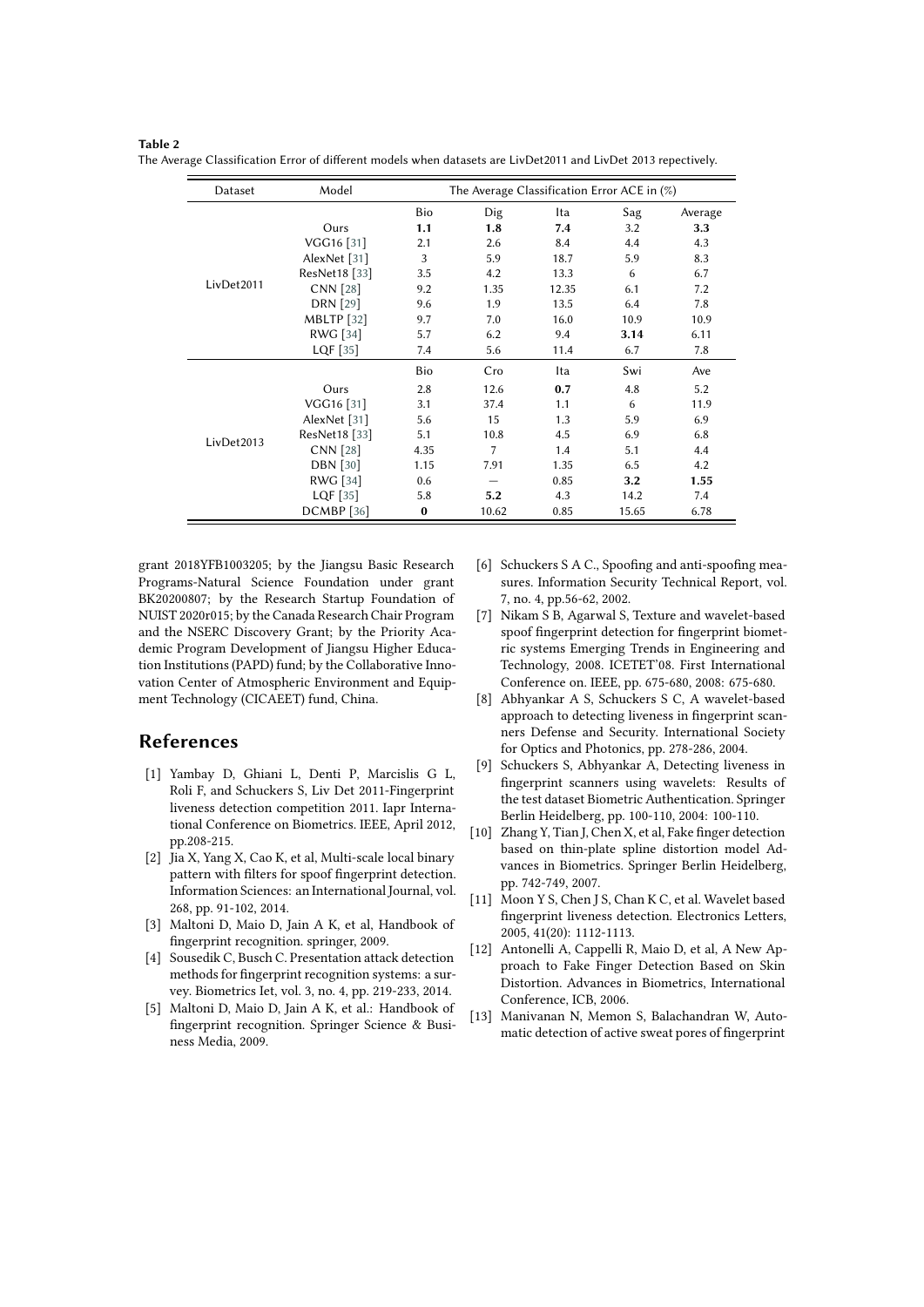**Table 2**
The Average Classification Error of different models when datasets are LivDet2011 and LivDet 2013 repectively.

| Dataset | Model | The Average Classification Error ACE in (%) | | | | |
|---|---|---|---|---|---|---|
| | | Bio | Dig | Ita | Sag | Average |
| LivDet2011 | Ours | **1.1** | **1.8** | **7.4** | 3.2 | **3.3** |
| | VGG16 [31] | 2.1 | 2.6 | 8.4 | 4.4 | 4.3 |
| | AlexNet [31] | 3 | 5.9 | 18.7 | 5.9 | 8.3 |
| | ResNet18 [33] | 3.5 | 4.2 | 13.3 | 6 | 6.7 |
| | CNN [28] | 9.2 | 1.35 | 12.35 | 6.1 | 7.2 |
| | DRN [29] | 9.6 | 1.9 | 13.5 | 6.4 | 7.8 |
| | MBLTP [32] | 9.7 | 7.0 | 16.0 | 10.9 | 10.9 |
| | RWG [34] | 5.7 | 6.2 | 9.4 | **3.14** | 6.11 |
| | LQF [35] | 7.4 | 5.6 | 11.4 | 6.7 | 7.8 |
| | | Bio | Cro | Ita | Swi | Ave |
| LivDet2013 | Ours | 2.8 | 12.6 | **0.7** | 4.8 | 5.2 |
| | VGG16 [31] | 3.1 | 37.4 | 1.1 | 6 | 11.9 |
| | AlexNet [31] | 5.6 | 15 | 1.3 | 5.9 | 6.9 |
| | ResNet18 [33] | 5.1 | 10.8 | 4.5 | 6.9 | 6.8 |
| | CNN [28] | 4.35 | 7 | 1.4 | 5.1 | 4.4 |
| | DBN [30] | 1.15 | 7.91 | 1.35 | 6.5 | 4.2 |
| | RWG [34] | 0.6 | — | 0.85 | **3.2** | **1.55** |
| | LQF [35] | 5.8 | **5.2** | 4.3 | 14.2 | 7.4 |
| | DCMBP [36] | **0** | 10.62 | 0.85 | 15.65 | 6.78 |

grant 2018YFB1003205; by the Jiangsu Basic Research Programs-Natural Science Foundation under grant BK20200807; by the Research Startup Foundation of NUIST 2020r015; by the Canada Research Chair Program and the NSERC Discovery Grant; by the Priority Academic Program Development of Jiangsu Higher Education Institutions (PAPD) fund; by the Collaborative Innovation Center of Atmospheric Environment and Equipment Technology (CICAEET) fund, China.

## References

[1] Yambay D, Ghiani L, Denti P, Marcislis G L, Roli F, and Schuckers S, Liv Det 2011-Fingerprint liveness detection competition 2011. Iapr International Conference on Biometrics. IEEE, April 2012, pp.208-215.

[2] Jia X, Yang X, Cao K, et al, Multi-scale local binary pattern with filters for spoof fingerprint detection. Information Sciences: an International Journal, vol. 268, pp. 91-102, 2014.

[3] Maltoni D, Maio D, Jain A K, et al, Handbook of fingerprint recognition. springer, 2009.

[4] Sousedik C, Busch C. Presentation attack detection methods for fingerprint recognition systems: a survey. Biometrics Iet, vol. 3, no. 4, pp. 219-233, 2014.

[5] Maltoni D, Maio D, Jain A K, et al.: Handbook of fingerprint recognition. Springer Science & Business Media, 2009.

[6] Schuckers S A C., Spoofing and anti-spoofing measures. Information Security Technical Report, vol. 7, no. 4, pp.56-62, 2002.

[7] Nikam S B, Agarwal S, Texture and wavelet-based spoof fingerprint detection for fingerprint biometric systems Emerging Trends in Engineering and Technology, 2008. ICETET'08. First International Conference on. IEEE, pp. 675-680, 2008: 675-680.

[8] Abhyankar A S, Schuckers S C, A wavelet-based approach to detecting liveness in fingerprint scanners Defense and Security. International Society for Optics and Photonics, pp. 278-286, 2004.

[9] Schuckers S, Abhyankar A, Detecting liveness in fingerprint scanners using wavelets: Results of the test dataset Biometric Authentication. Springer Berlin Heidelberg, pp. 100-110, 2004: 100-110.

[10] Zhang Y, Tian J, Chen X, et al, Fake finger detection based on thin-plate spline distortion model Advances in Biometrics. Springer Berlin Heidelberg, pp. 742-749, 2007.

[11] Moon Y S, Chen J S, Chan K C, et al. Wavelet based fingerprint liveness detection. Electronics Letters, 2005, 41(20): 1112-1113.

[12] Antonelli A, Cappelli R, Maio D, et al, A New Approach to Fake Finger Detection Based on Skin Distortion. Advances in Biometrics, International Conference, ICB, 2006.

[13] Manivanan N, Memon S, Balachandran W, Automatic detection of active sweat pores of fingerprint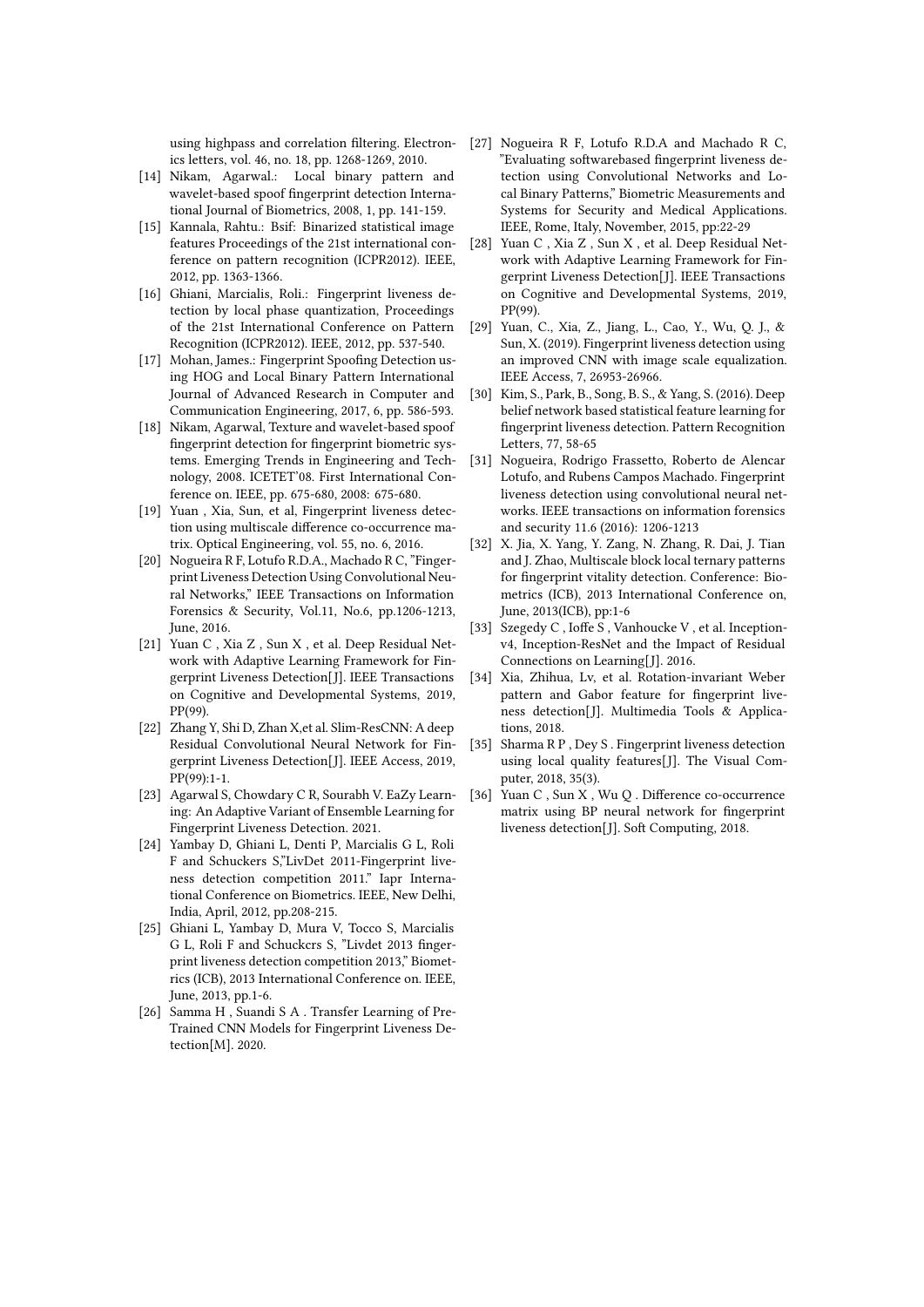using highpass and correlation filtering. Electronics letters, vol. 46, no. 18, pp. 1268-1269, 2010.

[14] Nikam, Agarwal.: Local binary pattern and wavelet-based spoof fingerprint detection International Journal of Biometrics, 2008, 1, pp. 141-159.

[15] Kannala, Rahtu.: Bsif: Binarized statistical image features Proceedings of the 21st international conference on pattern recognition (ICPR2012). IEEE, 2012, pp. 1363-1366.

[16] Ghiani, Marcialis, Roli.: Fingerprint liveness detection by local phase quantization, Proceedings of the 21st International Conference on Pattern Recognition (ICPR2012). IEEE, 2012, pp. 537-540.

[17] Mohan, James.: Fingerprint Spoofing Detection using HOG and Local Binary Pattern International Journal of Advanced Research in Computer and Communication Engineering, 2017, 6, pp. 586-593.

[18] Nikam, Agarwal, Texture and wavelet-based spoof fingerprint detection for fingerprint biometric systems. Emerging Trends in Engineering and Technology, 2008. ICETET'08. First International Conference on. IEEE, pp. 675-680, 2008: 675-680.

[19] Yuan , Xia, Sun, et al, Fingerprint liveness detection using multiscale difference co-occurrence matrix. Optical Engineering, vol. 55, no. 6, 2016.

[20] Nogueira R F, Lotufo R.D.A., Machado R C, "Fingerprint Liveness Detection Using Convolutional Neural Networks," IEEE Transactions on Information Forensics & Security, Vol.11, No.6, pp.1206-1213, June, 2016.

[21] Yuan C , Xia Z , Sun X , et al. Deep Residual Network with Adaptive Learning Framework for Fingerprint Liveness Detection[J]. IEEE Transactions on Cognitive and Developmental Systems, 2019, PP(99).

[22] Zhang Y, Shi D, Zhan X,et al. Slim-ResCNN: A deep Residual Convolutional Neural Network for Fingerprint Liveness Detection[J]. IEEE Access, 2019, PP(99):1-1.

[23] Agarwal S, Chowdary C R, Sourabh V. EaZy Learning: An Adaptive Variant of Ensemble Learning for Fingerprint Liveness Detection. 2021.

[24] Yambay D, Ghiani L, Denti P, Marcialis G L, Roli F and Schuckers S,"LivDet 2011-Fingerprint liveness detection competition 2011." Iapr International Conference on Biometrics. IEEE, New Delhi, India, April, 2012, pp.208-215.

[25] Ghiani L, Yambay D, Mura V, Tocco S, Marcialis G L, Roli F and Schuckcrs S, "Livdet 2013 fingerprint liveness detection competition 2013," Biometrics (ICB), 2013 International Conference on. IEEE, June, 2013, pp.1-6.

[26] Samma H , Suandi S A . Transfer Learning of Pre-Trained CNN Models for Fingerprint Liveness Detection[M]. 2020.

[27] Nogueira R F, Lotufo R.D.A and Machado R C, "Evaluating softwarebased fingerprint liveness detection using Convolutional Networks and Local Binary Patterns," Biometric Measurements and Systems for Security and Medical Applications. IEEE, Rome, Italy, November, 2015, pp:22-29

[28] Yuan C , Xia Z , Sun X , et al. Deep Residual Network with Adaptive Learning Framework for Fingerprint Liveness Detection[J]. IEEE Transactions on Cognitive and Developmental Systems, 2019, PP(99).

[29] Yuan, C., Xia, Z., Jiang, L., Cao, Y., Wu, Q. J., & Sun, X. (2019). Fingerprint liveness detection using an improved CNN with image scale equalization. IEEE Access, 7, 26953-26966.

[30] Kim, S., Park, B., Song, B. S., & Yang, S. (2016). Deep belief network based statistical feature learning for fingerprint liveness detection. Pattern Recognition Letters, 77, 58-65

[31] Nogueira, Rodrigo Frassetto, Roberto de Alencar Lotufo, and Rubens Campos Machado. Fingerprint liveness detection using convolutional neural networks. IEEE transactions on information forensics and security 11.6 (2016): 1206-1213

[32] X. Jia, X. Yang, Y. Zang, N. Zhang, R. Dai, J. Tian and J. Zhao, Multiscale block local ternary patterns for fingerprint vitality detection. Conference: Biometrics (ICB), 2013 International Conference on, June, 2013(ICB), pp:1-6

[33] Szegedy C , Ioffe S , Vanhoucke V , et al. Inception-v4, Inception-ResNet and the Impact of Residual Connections on Learning[J]. 2016.

[34] Xia, Zhihua, Lv, et al. Rotation-invariant Weber pattern and Gabor feature for fingerprint liveness detection[J]. Multimedia Tools & Applications, 2018.

[35] Sharma R P , Dey S . Fingerprint liveness detection using local quality features[J]. The Visual Computer, 2018, 35(3).

[36] Yuan C , Sun X , Wu Q . Difference co-occurrence matrix using BP neural network for fingerprint liveness detection[J]. Soft Computing, 2018.